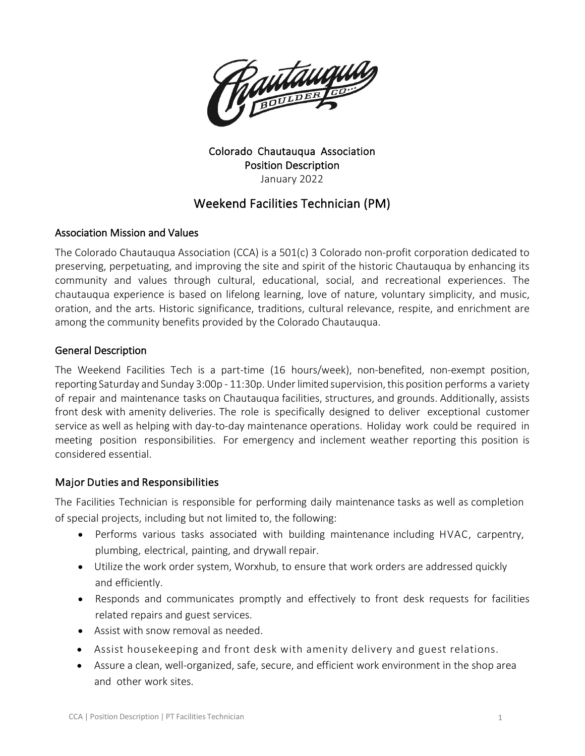Colorado Chautauqua Association
Position Description
January 2022

# Weekend Facilities Technician (PM)

## Association Mission and Values

The Colorado Chautauqua Association (CCA) is a 501(c) 3 Colorado non-profit corporation dedicated to preserving, perpetuating, and improving the site and spirit of the historic Chautauqua by enhancing its community and values through cultural, educational, social, and recreational experiences. The chautauqua experience is based on lifelong learning, love of nature, voluntary simplicity, and music, oration, and the arts. Historic significance, traditions, cultural relevance, respite, and enrichment are among the community benefits provided by the Colorado Chautauqua.

## General Description

The Weekend Facilities Tech is a part-time (16 hours/week), non-benefited, non-exempt position, reporting Saturday and Sunday 3:00p - 11:30p. Under limited supervision, this position performs a variety of repair and maintenance tasks on Chautauqua facilities, structures, and grounds. Additionally, assists front desk with amenity deliveries. The role is specifically designed to deliver exceptional customer service as well as helping with day-to-day maintenance operations. Holiday work could be required in meeting position responsibilities. For emergency and inclement weather reporting this position is considered essential.

## Major Duties and Responsibilities

The Facilities Technician is responsible for performing daily maintenance tasks as well as completion of special projects, including but not limited to, the following:

- Performs various tasks associated with building maintenance including HVAC, carpentry, plumbing, electrical, painting, and drywall repair.
- Utilize the work order system, Worxhub, to ensure that work orders are addressed quickly and efficiently.
- Responds and communicates promptly and effectively to front desk requests for facilities related repairs and guest services.
- Assist with snow removal as needed.
- Assist housekeeping and front desk with amenity delivery and guest relations.
- Assure a clean, well-organized, safe, secure, and efficient work environment in the shop area and other work sites.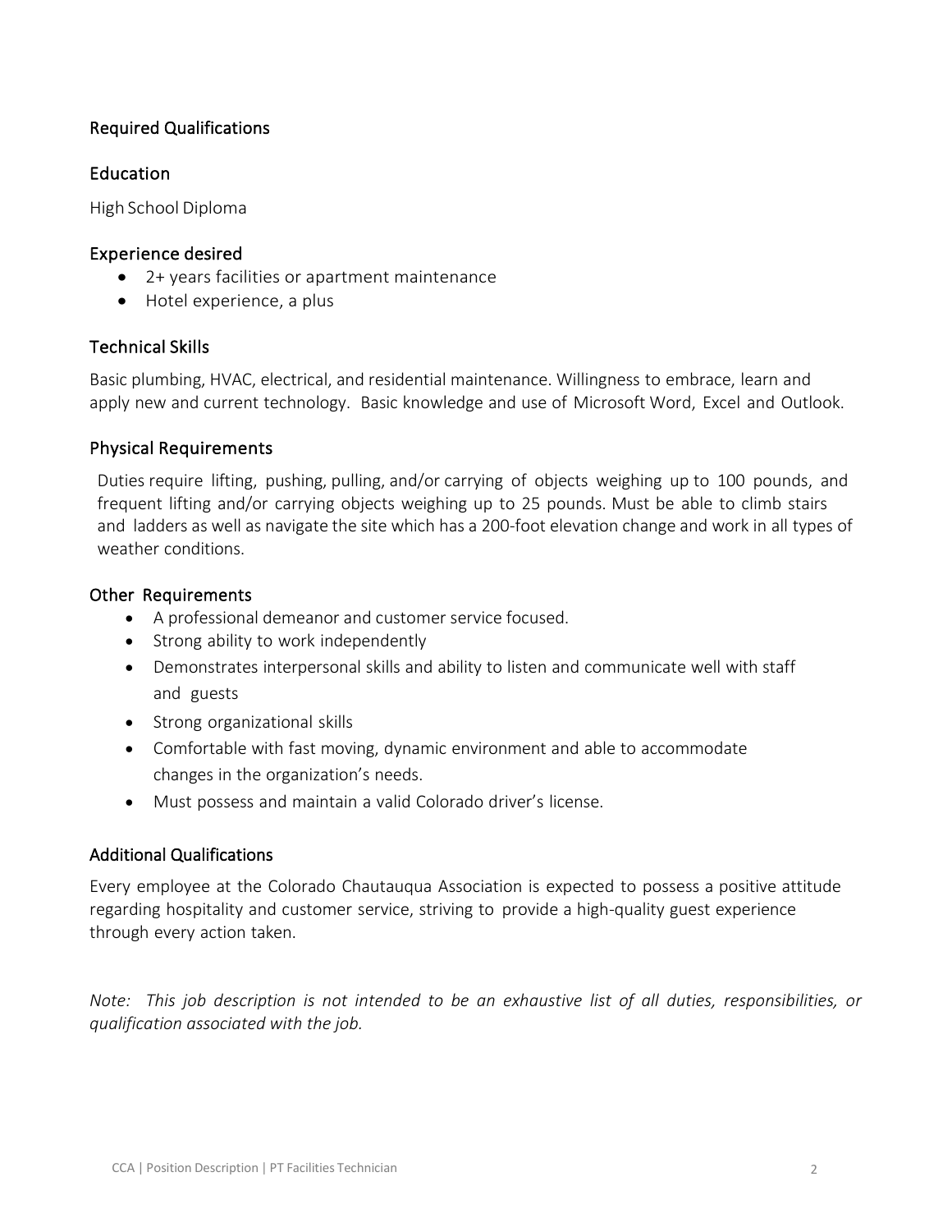## Required Qualifications

### Education

High School Diploma

### Experience desired

- 2+ years facilities or apartment maintenance
- Hotel experience, a plus

### Technical Skills

Basic plumbing, HVAC, electrical, and residential maintenance. Willingness to embrace, learn and apply new and current technology. Basic knowledge and use of Microsoft Word, Excel and Outlook.

### Physical Requirements

Duties require lifting, pushing, pulling, and/or carrying of objects weighing up to 100 pounds, and frequent lifting and/or carrying objects weighing up to 25 pounds. Must be able to climb stairs and ladders as well as navigate the site which has a 200-foot elevation change and work in all types of weather conditions.

### Other Requirements

- A professional demeanor and customer service focused.
- Strong ability to work independently
- Demonstrates interpersonal skills and ability to listen and communicate well with staff and guests
- Strong organizational skills
- Comfortable with fast moving, dynamic environment and able to accommodate changes in the organization's needs.
- Must possess and maintain a valid Colorado driver's license.

## Additional Qualifications

Every employee at the Colorado Chautauqua Association is expected to possess a positive attitude regarding hospitality and customer service, striving to provide a high-quality guest experience through every action taken.

*Note: This job description is not intended to be an exhaustive list of all duties, responsibilities, or qualification associated with the job.*